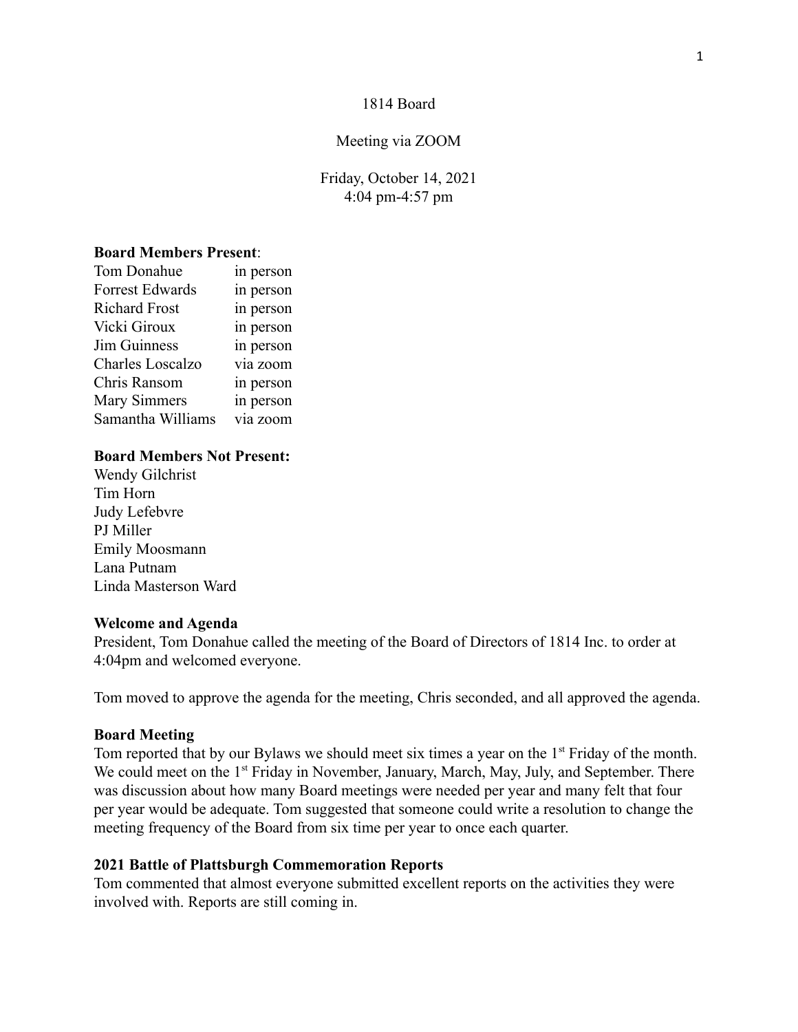1814 Board

Meeting via ZOOM

Friday, October 14, 2021
4:04 pm-4:57 pm

**Board Members Present**:

| | |
|---|---|
| Tom Donahue | in person |
| Forrest Edwards | in person |
| Richard Frost | in person |
| Vicki Giroux | in person |
| Jim Guinness | in person |
| Charles Loscalzo | via zoom |
| Chris Ransom | in person |
| Mary Simmers | in person |
| Samantha Williams | via zoom |

**Board Members Not Present:**

Wendy Gilchrist
Tim Horn
Judy Lefebvre
PJ Miller
Emily Moosmann
Lana Putnam
Linda Masterson Ward

**Welcome and Agenda**

President, Tom Donahue called the meeting of the Board of Directors of 1814 Inc. to order at 4:04pm and welcomed everyone.

Tom moved to approve the agenda for the meeting, Chris seconded, and all approved the agenda.

**Board Meeting**

Tom reported that by our Bylaws we should meet six times a year on the 1st Friday of the month. We could meet on the 1st Friday in November, January, March, May, July, and September. There was discussion about how many Board meetings were needed per year and many felt that four per year would be adequate. Tom suggested that someone could write a resolution to change the meeting frequency of the Board from six time per year to once each quarter.

**2021 Battle of Plattsburgh Commemoration Reports**

Tom commented that almost everyone submitted excellent reports on the activities they were involved with. Reports are still coming in.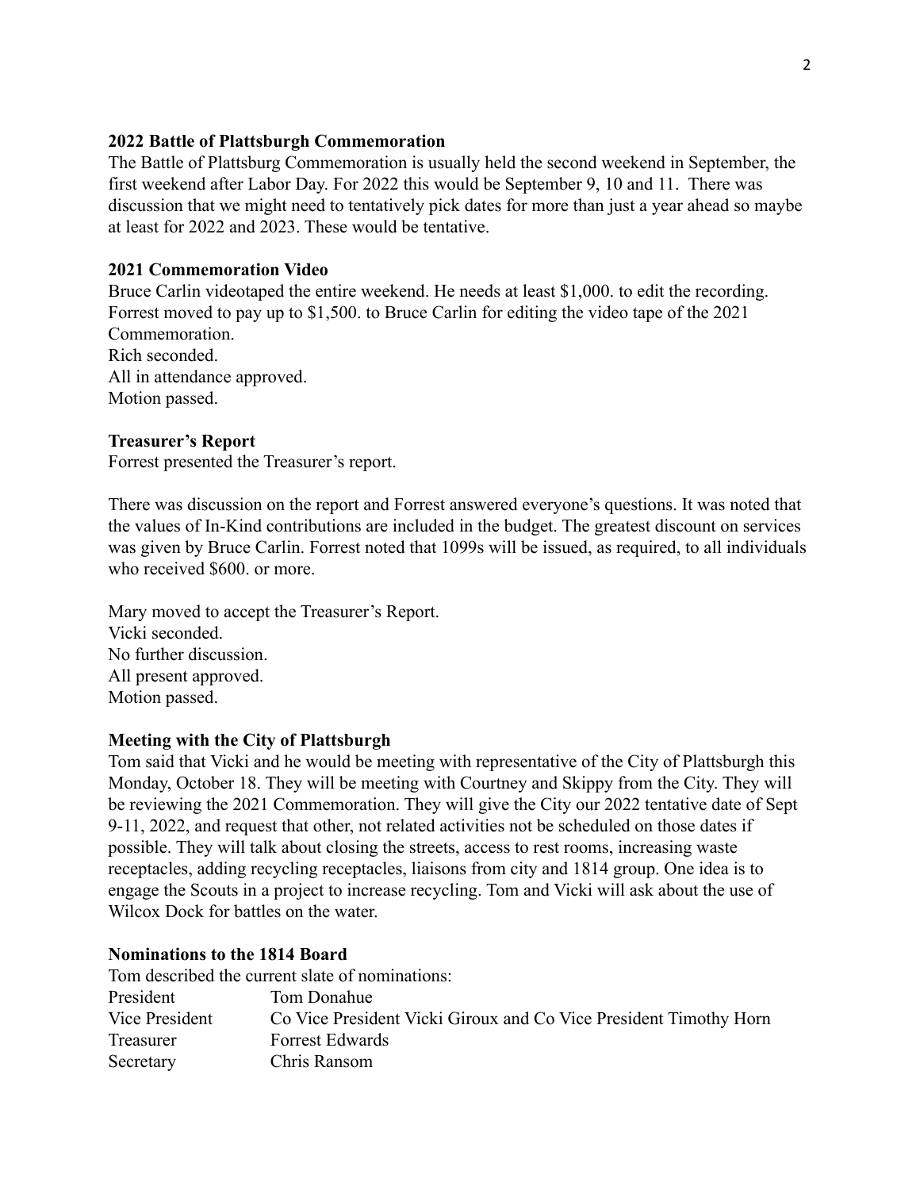**2022 Battle of Plattsburgh Commemoration**

The Battle of Plattsburg Commemoration is usually held the second weekend in September, the first weekend after Labor Day. For 2022 this would be September 9, 10 and 11. There was discussion that we might need to tentatively pick dates for more than just a year ahead so maybe at least for 2022 and 2023. These would be tentative.

**2021 Commemoration Video**

Bruce Carlin videotaped the entire weekend. He needs at least $1,000. to edit the recording. Forrest moved to pay up to $1,500. to Bruce Carlin for editing the video tape of the 2021 Commemoration.
Rich seconded.
All in attendance approved.
Motion passed.

**Treasurer's Report**

Forrest presented the Treasurer's report.

There was discussion on the report and Forrest answered everyone's questions. It was noted that the values of In-Kind contributions are included in the budget. The greatest discount on services was given by Bruce Carlin. Forrest noted that 1099s will be issued, as required, to all individuals who received $600. or more.

Mary moved to accept the Treasurer's Report.
Vicki seconded.
No further discussion.
All present approved.
Motion passed.

**Meeting with the City of Plattsburgh**

Tom said that Vicki and he would be meeting with representative of the City of Plattsburgh this Monday, October 18. They will be meeting with Courtney and Skippy from the City. They will be reviewing the 2021 Commemoration. They will give the City our 2022 tentative date of Sept 9-11, 2022, and request that other, not related activities not be scheduled on those dates if possible. They will talk about closing the streets, access to rest rooms, increasing waste receptacles, adding recycling receptacles, liaisons from city and 1814 group. One idea is to engage the Scouts in a project to increase recycling. Tom and Vicki will ask about the use of Wilcox Dock for battles on the water.

**Nominations to the 1814 Board**

Tom described the current slate of nominations:

| | |
|---|---|
| President | Tom Donahue |
| Vice President | Co Vice President Vicki Giroux and Co Vice President Timothy Horn |
| Treasurer | Forrest Edwards |
| Secretary | Chris Ransom |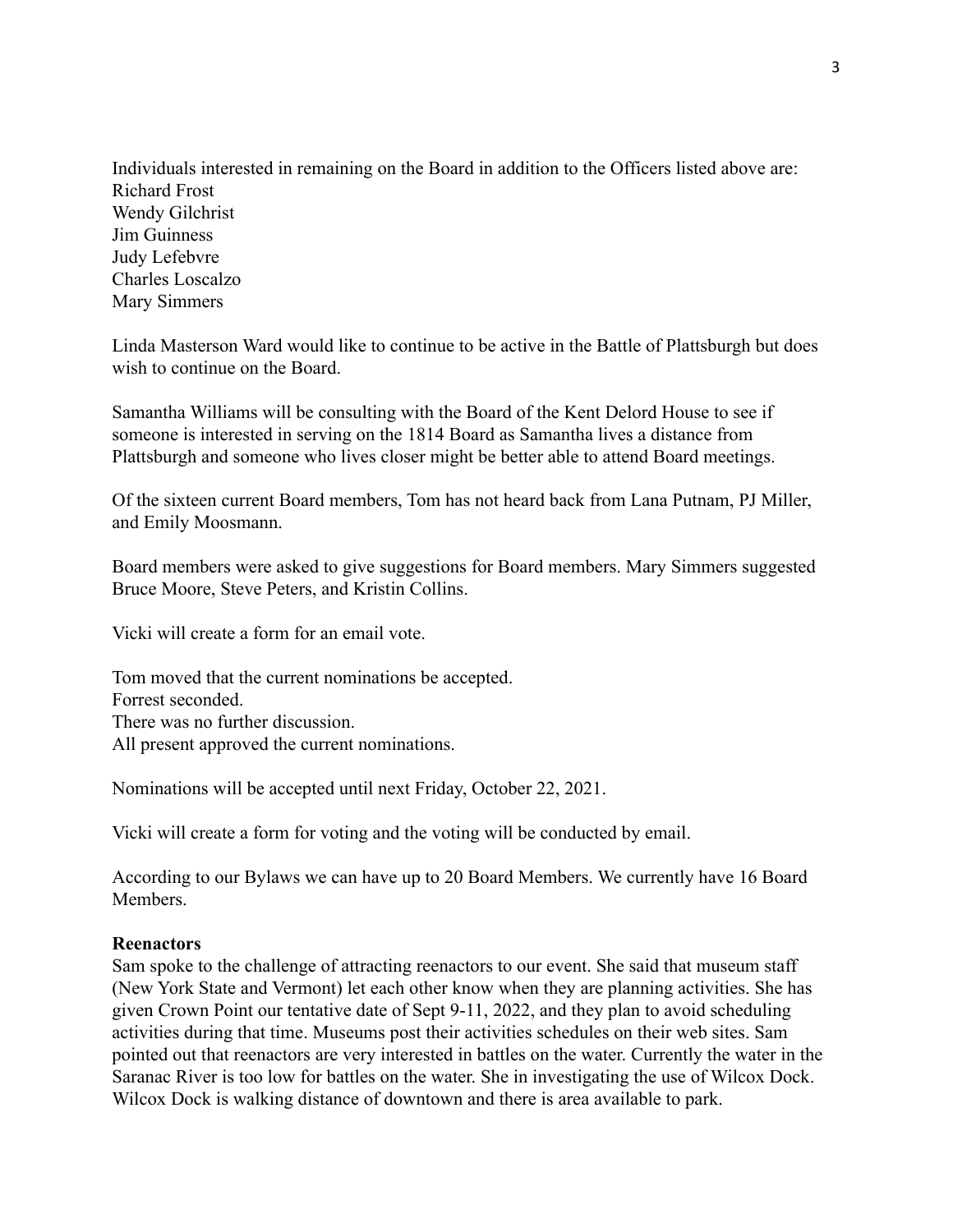Individuals interested in remaining on the Board in addition to the Officers listed above are:
Richard Frost
Wendy Gilchrist
Jim Guinness
Judy Lefebvre
Charles Loscalzo
Mary Simmers

Linda Masterson Ward would like to continue to be active in the Battle of Plattsburgh but does wish to continue on the Board.

Samantha Williams will be consulting with the Board of the Kent Delord House to see if someone is interested in serving on the 1814 Board as Samantha lives a distance from Plattsburgh and someone who lives closer might be better able to attend Board meetings.

Of the sixteen current Board members, Tom has not heard back from Lana Putnam, PJ Miller, and Emily Moosmann.

Board members were asked to give suggestions for Board members. Mary Simmers suggested Bruce Moore, Steve Peters, and Kristin Collins.

Vicki will create a form for an email vote.

Tom moved that the current nominations be accepted.
Forrest seconded.
There was no further discussion.
All present approved the current nominations.

Nominations will be accepted until next Friday, October 22, 2021.

Vicki will create a form for voting and the voting will be conducted by email.

According to our Bylaws we can have up to 20 Board Members. We currently have 16 Board Members.

**Reenactors**
Sam spoke to the challenge of attracting reenactors to our event. She said that museum staff (New York State and Vermont) let each other know when they are planning activities. She has given Crown Point our tentative date of Sept 9-11, 2022, and they plan to avoid scheduling activities during that time. Museums post their activities schedules on their web sites. Sam pointed out that reenactors are very interested in battles on the water. Currently the water in the Saranac River is too low for battles on the water. She in investigating the use of Wilcox Dock. Wilcox Dock is walking distance of downtown and there is area available to park.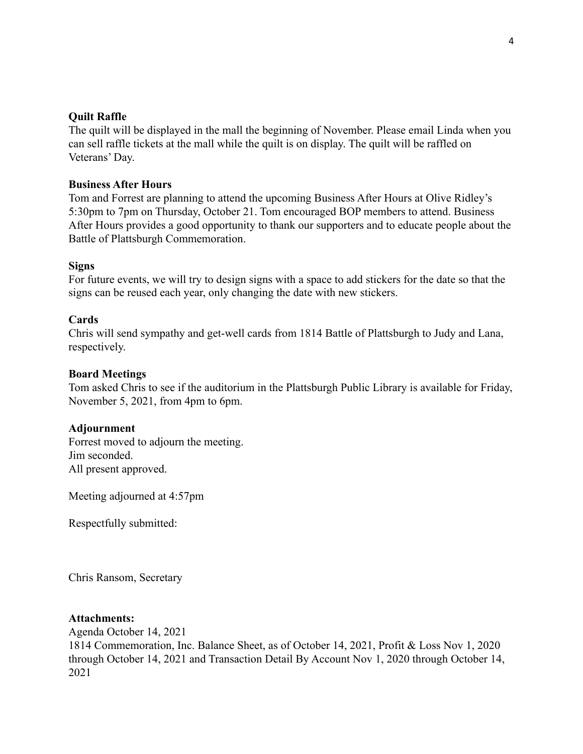**Quilt Raffle**

The quilt will be displayed in the mall the beginning of November. Please email Linda when you can sell raffle tickets at the mall while the quilt is on display. The quilt will be raffled on Veterans' Day.

**Business After Hours**

Tom and Forrest are planning to attend the upcoming Business After Hours at Olive Ridley's 5:30pm to 7pm on Thursday, October 21. Tom encouraged BOP members to attend. Business After Hours provides a good opportunity to thank our supporters and to educate people about the Battle of Plattsburgh Commemoration.

**Signs**

For future events, we will try to design signs with a space to add stickers for the date so that the signs can be reused each year, only changing the date with new stickers.

**Cards**

Chris will send sympathy and get-well cards from 1814 Battle of Plattsburgh to Judy and Lana, respectively.

**Board Meetings**

Tom asked Chris to see if the auditorium in the Plattsburgh Public Library is available for Friday, November 5, 2021, from 4pm to 6pm.

**Adjournment**

Forrest moved to adjourn the meeting.
Jim seconded.
All present approved.

Meeting adjourned at 4:57pm

Respectfully submitted:

Chris Ransom, Secretary

**Attachments:**

Agenda October 14, 2021
1814 Commemoration, Inc. Balance Sheet, as of October 14, 2021, Profit & Loss Nov 1, 2020 through October 14, 2021 and Transaction Detail By Account Nov 1, 2020 through October 14, 2021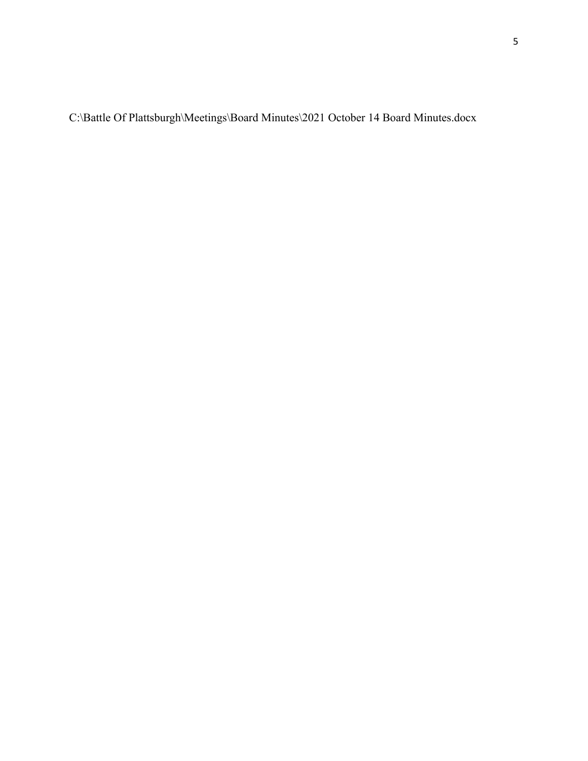C:\Battle Of Plattsburgh\Meetings\Board Minutes\2021 October 14 Board Minutes.docx